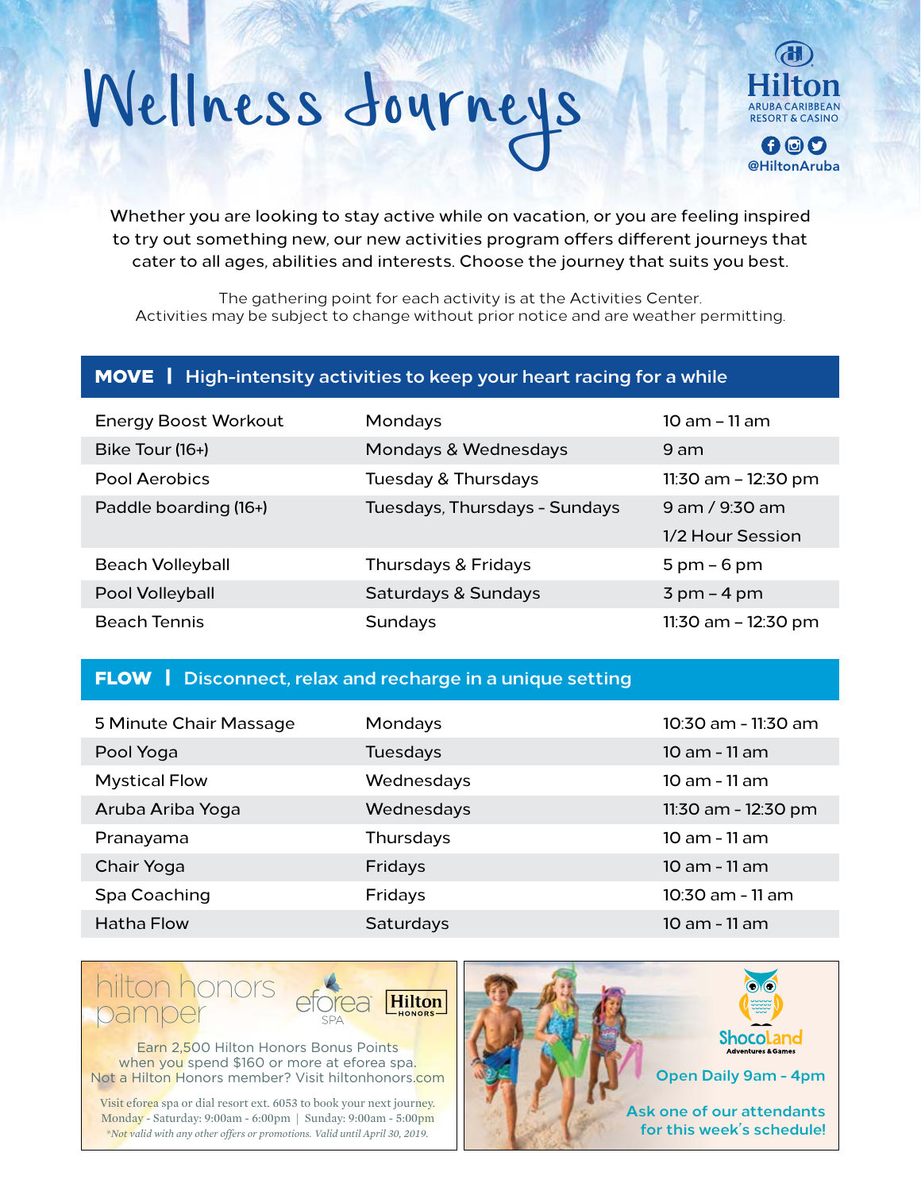# Wellness Journeys

Hilton
ARUBA CARIBBEAN RESORT & CASINO
@HiltonAruba

Whether you are looking to stay active while on vacation, or you are feeling inspired to try out something new, our new activities program offers different journeys that cater to all ages, abilities and interests. Choose the journey that suits you best.

The gathering point for each activity is at the Activities Center.
Activities may be subject to change without prior notice and are weather permitting.

## MOVE | High-intensity activities to keep your heart racing for a while

| Activity | Days | Time |
| --- | --- | --- |
| Energy Boost Workout | Mondays | 10 am – 11 am |
| Bike Tour (16+) | Mondays & Wednesdays | 9 am |
| Pool Aerobics | Tuesday & Thursdays | 11:30 am – 12:30 pm |
| Paddle boarding (16+) | Tuesdays, Thursdays - Sundays | 9 am / 9:30 am 1/2 Hour Session |
| Beach Volleyball | Thursdays & Fridays | 5 pm – 6 pm |
| Pool Volleyball | Saturdays & Sundays | 3 pm – 4 pm |
| Beach Tennis | Sundays | 11:30 am – 12:30 pm |

## FLOW | Disconnect, relax and recharge in a unique setting

| Activity | Days | Time |
| --- | --- | --- |
| 5 Minute Chair Massage | Mondays | 10:30 am - 11:30 am |
| Pool Yoga | Tuesdays | 10 am - 11 am |
| Mystical Flow | Wednesdays | 10 am - 11 am |
| Aruba Ariba Yoga | Wednesdays | 11:30 am - 12:30 pm |
| Pranayama | Thursdays | 10 am - 11 am |
| Chair Yoga | Fridays | 10 am - 11 am |
| Spa Coaching | Fridays | 10:30 am - 11 am |
| Hatha Flow | Saturdays | 10 am - 11 am |

### hilton honors pamper

eforea SPA | Hilton HONORS

Earn 2,500 Hilton Honors Bonus Points when you spend $160 or more at eforea spa. Not a Hilton Honors member? Visit hiltonhonors.com

Visit eforea spa or dial resort ext. 6053 to book your next journey.
Monday - Saturday: 9:00am - 6:00pm | Sunday: 9:00am - 5:00pm
*Not valid with any other offers or promotions. Valid until April 30, 2019.*

### ShocoLand
Adventures & Games

Open Daily 9am - 4pm

Ask one of our attendants for this week's schedule!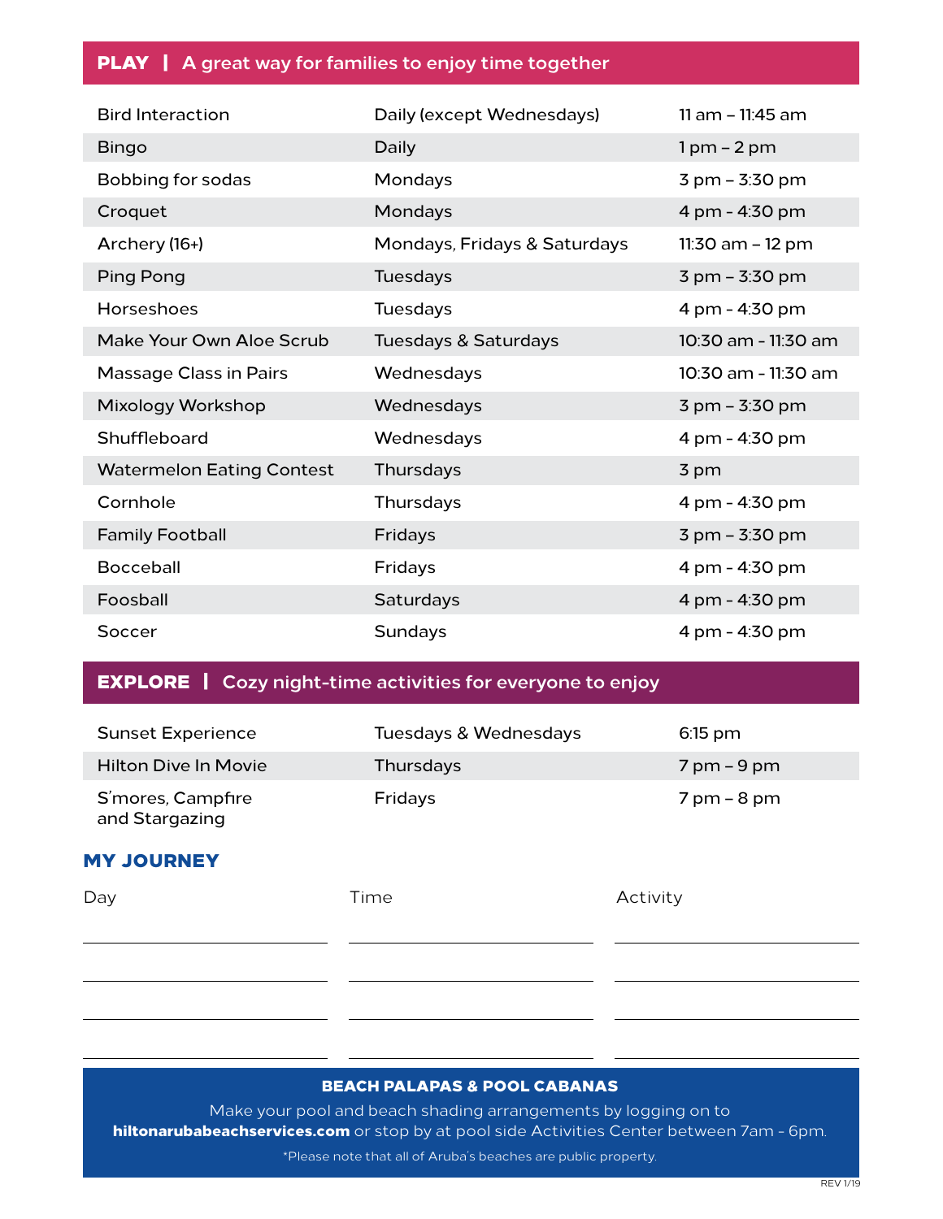## PLAY | A great way for families to enjoy time together

| | | |
|---|---|---|
| Bird Interaction | Daily (except Wednesdays) | 11 am – 11:45 am |
| Bingo | Daily | 1 pm – 2 pm |
| Bobbing for sodas | Mondays | 3 pm – 3:30 pm |
| Croquet | Mondays | 4 pm - 4:30 pm |
| Archery (16+) | Mondays, Fridays & Saturdays | 11:30 am – 12 pm |
| Ping Pong | Tuesdays | 3 pm – 3:30 pm |
| Horseshoes | Tuesdays | 4 pm - 4:30 pm |
| Make Your Own Aloe Scrub | Tuesdays & Saturdays | 10:30 am - 11:30 am |
| Massage Class in Pairs | Wednesdays | 10:30 am - 11:30 am |
| Mixology Workshop | Wednesdays | 3 pm – 3:30 pm |
| Shuffleboard | Wednesdays | 4 pm - 4:30 pm |
| Watermelon Eating Contest | Thursdays | 3 pm |
| Cornhole | Thursdays | 4 pm - 4:30 pm |
| Family Football | Fridays | 3 pm – 3:30 pm |
| Bocceball | Fridays | 4 pm - 4:30 pm |
| Foosball | Saturdays | 4 pm - 4:30 pm |
| Soccer | Sundays | 4 pm - 4:30 pm |

## EXPLORE | Cozy night-time activities for everyone to enjoy

| | | |
|---|---|---|
| Sunset Experience | Tuesdays & Wednesdays | 6:15 pm |
| Hilton Dive In Movie | Thursdays | 7 pm – 9 pm |
| S'mores, Campfire and Stargazing | Fridays | 7 pm – 8 pm |

## MY JOURNEY

| Day | Time | Activity |
|---|---|---|
| | | |
| | | |
| | | |
| | | |

**BEACH PALAPAS & POOL CABANAS**

Make your pool and beach shading arrangements by logging on to **hiltonarubabeachservices.com** or stop by at pool side Activities Center between 7am - 6pm.

*Please note that all of Aruba's beaches are public property.

REV 1/19